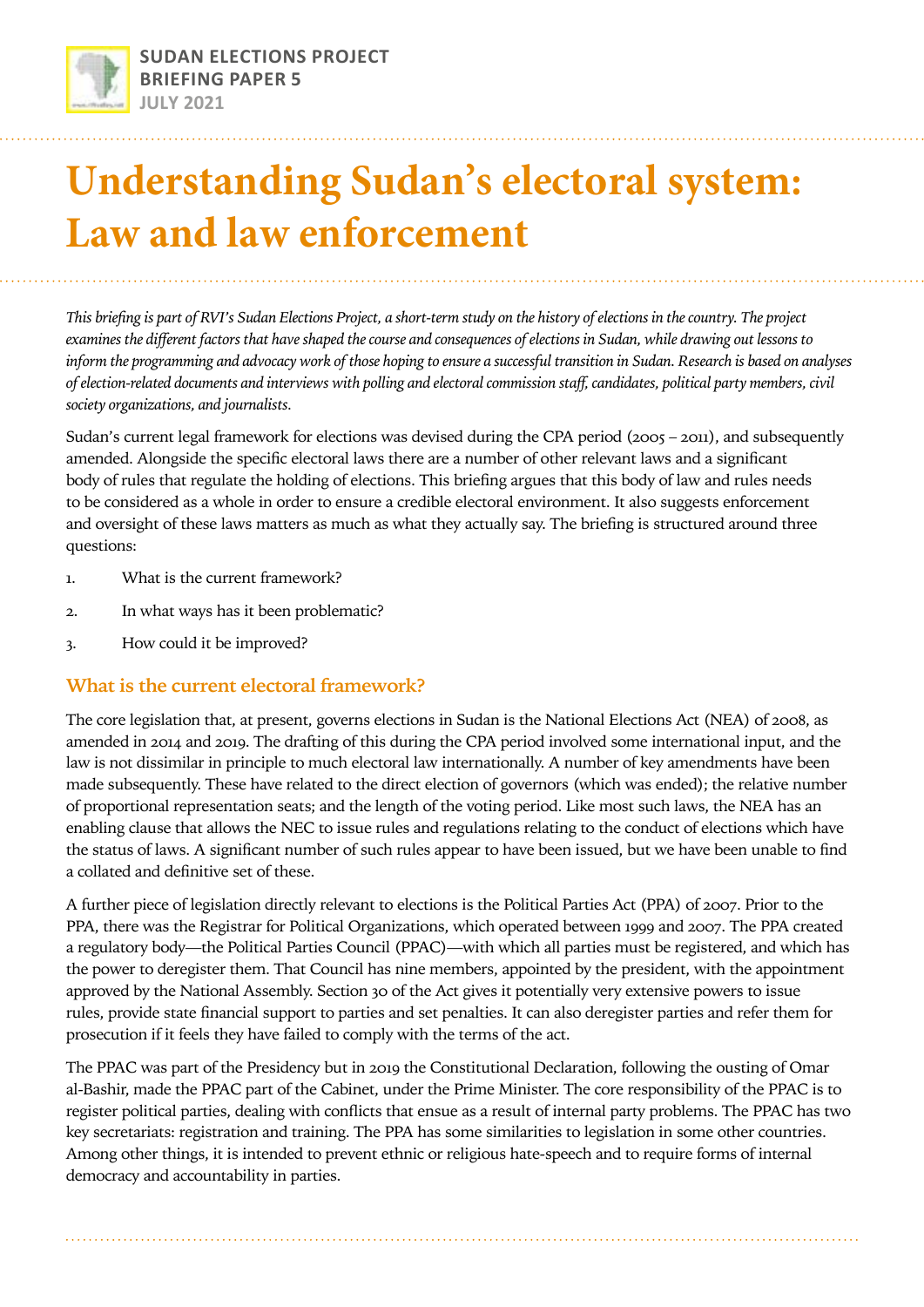**SUDAN ELECTIONS PROJECT**
**BRIEFING PAPER 5**
**JULY 2021**

# Understanding Sudan's electoral system: Law and law enforcement

*This briefing is part of RVI's Sudan Elections Project, a short-term study on the history of elections in the country. The project examines the different factors that have shaped the course and consequences of elections in Sudan, while drawing out lessons to inform the programming and advocacy work of those hoping to ensure a successful transition in Sudan. Research is based on analyses of election-related documents and interviews with polling and electoral commission staff, candidates, political party members, civil society organizations, and journalists.*

Sudan's current legal framework for elections was devised during the CPA period (2005 – 2011), and subsequently amended. Alongside the specific electoral laws there are a number of other relevant laws and a significant body of rules that regulate the holding of elections. This briefing argues that this body of law and rules needs to be considered as a whole in order to ensure a credible electoral environment. It also suggests enforcement and oversight of these laws matters as much as what they actually say. The briefing is structured around three questions:

1. What is the current framework?
2. In what ways has it been problematic?
3. How could it be improved?

## What is the current electoral framework?

The core legislation that, at present, governs elections in Sudan is the National Elections Act (NEA) of 2008, as amended in 2014 and 2019. The drafting of this during the CPA period involved some international input, and the law is not dissimilar in principle to much electoral law internationally. A number of key amendments have been made subsequently. These have related to the direct election of governors (which was ended); the relative number of proportional representation seats; and the length of the voting period. Like most such laws, the NEA has an enabling clause that allows the NEC to issue rules and regulations relating to the conduct of elections which have the status of laws. A significant number of such rules appear to have been issued, but we have been unable to find a collated and definitive set of these.

A further piece of legislation directly relevant to elections is the Political Parties Act (PPA) of 2007. Prior to the PPA, there was the Registrar for Political Organizations, which operated between 1999 and 2007. The PPA created a regulatory body—the Political Parties Council (PPAC)—with which all parties must be registered, and which has the power to deregister them. That Council has nine members, appointed by the president, with the appointment approved by the National Assembly. Section 30 of the Act gives it potentially very extensive powers to issue rules, provide state financial support to parties and set penalties. It can also deregister parties and refer them for prosecution if it feels they have failed to comply with the terms of the act.

The PPAC was part of the Presidency but in 2019 the Constitutional Declaration, following the ousting of Omar al-Bashir, made the PPAC part of the Cabinet, under the Prime Minister. The core responsibility of the PPAC is to register political parties, dealing with conflicts that ensue as a result of internal party problems. The PPAC has two key secretariats: registration and training. The PPA has some similarities to legislation in some other countries. Among other things, it is intended to prevent ethnic or religious hate-speech and to require forms of internal democracy and accountability in parties.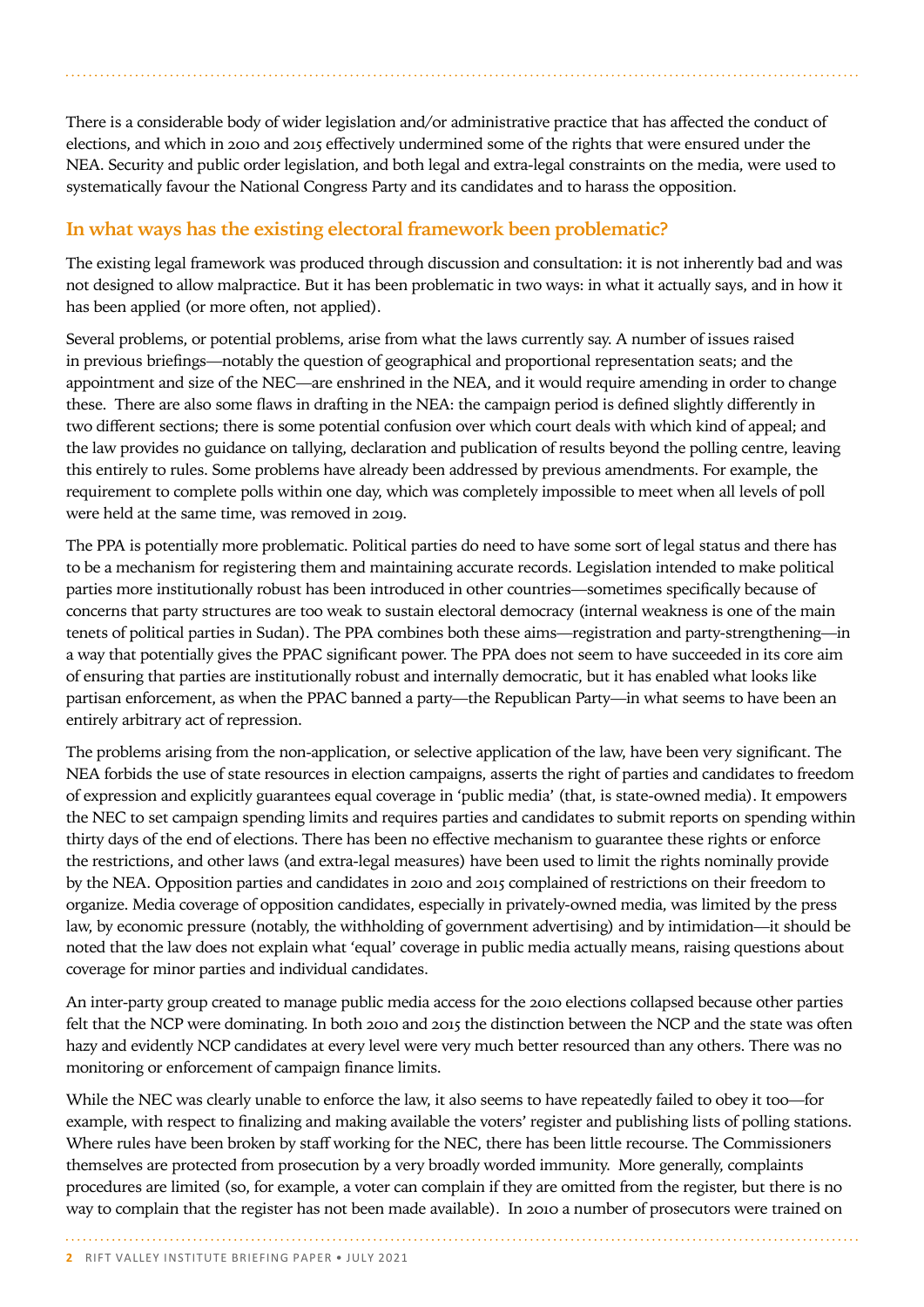There is a considerable body of wider legislation and/or administrative practice that has affected the conduct of elections, and which in 2010 and 2015 effectively undermined some of the rights that were ensured under the NEA. Security and public order legislation, and both legal and extra-legal constraints on the media, were used to systematically favour the National Congress Party and its candidates and to harass the opposition.

## In what ways has the existing electoral framework been problematic?

The existing legal framework was produced through discussion and consultation: it is not inherently bad and was not designed to allow malpractice. But it has been problematic in two ways: in what it actually says, and in how it has been applied (or more often, not applied).

Several problems, or potential problems, arise from what the laws currently say. A number of issues raised in previous briefings—notably the question of geographical and proportional representation seats; and the appointment and size of the NEC—are enshrined in the NEA, and it would require amending in order to change these. There are also some flaws in drafting in the NEA: the campaign period is defined slightly differently in two different sections; there is some potential confusion over which court deals with which kind of appeal; and the law provides no guidance on tallying, declaration and publication of results beyond the polling centre, leaving this entirely to rules. Some problems have already been addressed by previous amendments. For example, the requirement to complete polls within one day, which was completely impossible to meet when all levels of poll were held at the same time, was removed in 2019.

The PPA is potentially more problematic. Political parties do need to have some sort of legal status and there has to be a mechanism for registering them and maintaining accurate records. Legislation intended to make political parties more institutionally robust has been introduced in other countries—sometimes specifically because of concerns that party structures are too weak to sustain electoral democracy (internal weakness is one of the main tenets of political parties in Sudan). The PPA combines both these aims—registration and party-strengthening—in a way that potentially gives the PPAC significant power. The PPA does not seem to have succeeded in its core aim of ensuring that parties are institutionally robust and internally democratic, but it has enabled what looks like partisan enforcement, as when the PPAC banned a party—the Republican Party—in what seems to have been an entirely arbitrary act of repression.

The problems arising from the non-application, or selective application of the law, have been very significant. The NEA forbids the use of state resources in election campaigns, asserts the right of parties and candidates to freedom of expression and explicitly guarantees equal coverage in 'public media' (that, is state-owned media). It empowers the NEC to set campaign spending limits and requires parties and candidates to submit reports on spending within thirty days of the end of elections. There has been no effective mechanism to guarantee these rights or enforce the restrictions, and other laws (and extra-legal measures) have been used to limit the rights nominally provide by the NEA. Opposition parties and candidates in 2010 and 2015 complained of restrictions on their freedom to organize. Media coverage of opposition candidates, especially in privately-owned media, was limited by the press law, by economic pressure (notably, the withholding of government advertising) and by intimidation—it should be noted that the law does not explain what 'equal' coverage in public media actually means, raising questions about coverage for minor parties and individual candidates.

An inter-party group created to manage public media access for the 2010 elections collapsed because other parties felt that the NCP were dominating. In both 2010 and 2015 the distinction between the NCP and the state was often hazy and evidently NCP candidates at every level were very much better resourced than any others. There was no monitoring or enforcement of campaign finance limits.

While the NEC was clearly unable to enforce the law, it also seems to have repeatedly failed to obey it too—for example, with respect to finalizing and making available the voters' register and publishing lists of polling stations. Where rules have been broken by staff working for the NEC, there has been little recourse. The Commissioners themselves are protected from prosecution by a very broadly worded immunity. More generally, complaints procedures are limited (so, for example, a voter can complain if they are omitted from the register, but there is no way to complain that the register has not been made available). In 2010 a number of prosecutors were trained on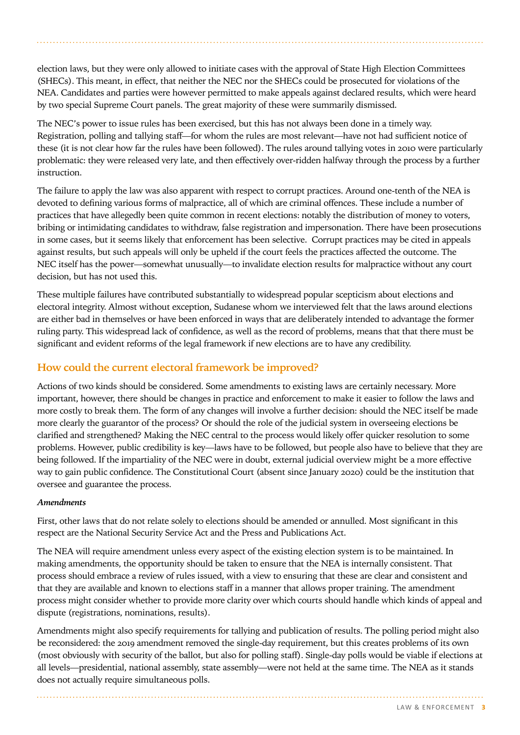election laws, but they were only allowed to initiate cases with the approval of State High Election Committees (SHECs). This meant, in effect, that neither the NEC nor the SHECs could be prosecuted for violations of the NEA. Candidates and parties were however permitted to make appeals against declared results, which were heard by two special Supreme Court panels. The great majority of these were summarily dismissed.

The NEC's power to issue rules has been exercised, but this has not always been done in a timely way. Registration, polling and tallying staff—for whom the rules are most relevant—have not had sufficient notice of these (it is not clear how far the rules have been followed). The rules around tallying votes in 2010 were particularly problematic: they were released very late, and then effectively over-ridden halfway through the process by a further instruction.

The failure to apply the law was also apparent with respect to corrupt practices. Around one-tenth of the NEA is devoted to defining various forms of malpractice, all of which are criminal offences. These include a number of practices that have allegedly been quite common in recent elections: notably the distribution of money to voters, bribing or intimidating candidates to withdraw, false registration and impersonation. There have been prosecutions in some cases, but it seems likely that enforcement has been selective. Corrupt practices may be cited in appeals against results, but such appeals will only be upheld if the court feels the practices affected the outcome. The NEC itself has the power—somewhat unusually—to invalidate election results for malpractice without any court decision, but has not used this.

These multiple failures have contributed substantially to widespread popular scepticism about elections and electoral integrity. Almost without exception, Sudanese whom we interviewed felt that the laws around elections are either bad in themselves or have been enforced in ways that are deliberately intended to advantage the former ruling party. This widespread lack of confidence, as well as the record of problems, means that that there must be significant and evident reforms of the legal framework if new elections are to have any credibility.

## How could the current electoral framework be improved?

Actions of two kinds should be considered. Some amendments to existing laws are certainly necessary. More important, however, there should be changes in practice and enforcement to make it easier to follow the laws and more costly to break them. The form of any changes will involve a further decision: should the NEC itself be made more clearly the guarantor of the process? Or should the role of the judicial system in overseeing elections be clarified and strengthened? Making the NEC central to the process would likely offer quicker resolution to some problems. However, public credibility is key—laws have to be followed, but people also have to believe that they are being followed. If the impartiality of the NEC were in doubt, external judicial overview might be a more effective way to gain public confidence. The Constitutional Court (absent since January 2020) could be the institution that oversee and guarantee the process.

### *Amendments*

First, other laws that do not relate solely to elections should be amended or annulled. Most significant in this respect are the National Security Service Act and the Press and Publications Act.

The NEA will require amendment unless every aspect of the existing election system is to be maintained. In making amendments, the opportunity should be taken to ensure that the NEA is internally consistent. That process should embrace a review of rules issued, with a view to ensuring that these are clear and consistent and that they are available and known to elections staff in a manner that allows proper training. The amendment process might consider whether to provide more clarity over which courts should handle which kinds of appeal and dispute (registrations, nominations, results).

Amendments might also specify requirements for tallying and publication of results. The polling period might also be reconsidered: the 2019 amendment removed the single-day requirement, but this creates problems of its own (most obviously with security of the ballot, but also for polling staff). Single-day polls would be viable if elections at all levels—presidential, national assembly, state assembly—were not held at the same time. The NEA as it stands does not actually require simultaneous polls.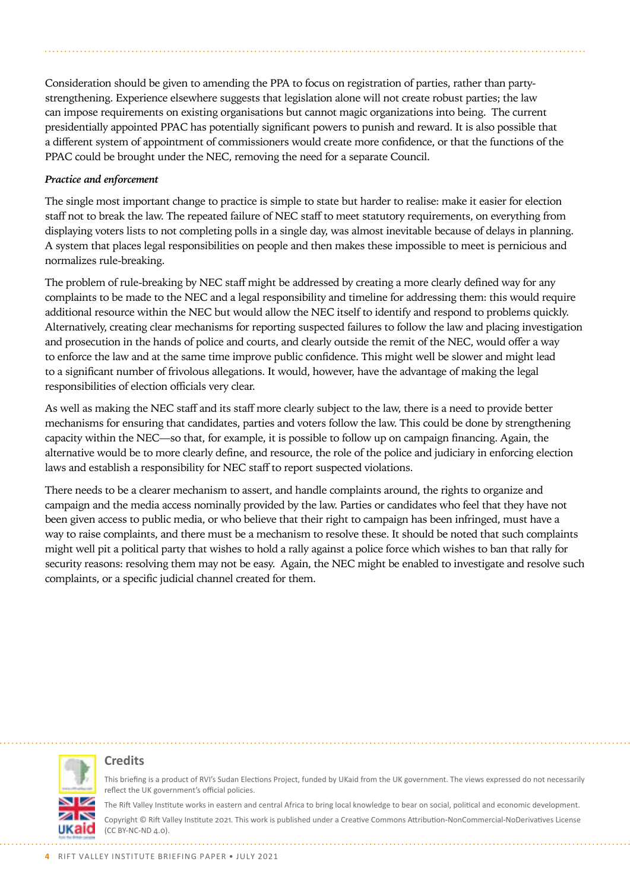Consideration should be given to amending the PPA to focus on registration of parties, rather than party-strengthening. Experience elsewhere suggests that legislation alone will not create robust parties; the law can impose requirements on existing organisations but cannot magic organizations into being. The current presidentially appointed PPAC has potentially significant powers to punish and reward. It is also possible that a different system of appointment of commissioners would create more confidence, or that the functions of the PPAC could be brought under the NEC, removing the need for a separate Council.

***Practice and enforcement***

The single most important change to practice is simple to state but harder to realise: make it easier for election staff not to break the law. The repeated failure of NEC staff to meet statutory requirements, on everything from displaying voters lists to not completing polls in a single day, was almost inevitable because of delays in planning. A system that places legal responsibilities on people and then makes these impossible to meet is pernicious and normalizes rule-breaking.

The problem of rule-breaking by NEC staff might be addressed by creating a more clearly defined way for any complaints to be made to the NEC and a legal responsibility and timeline for addressing them: this would require additional resource within the NEC but would allow the NEC itself to identify and respond to problems quickly. Alternatively, creating clear mechanisms for reporting suspected failures to follow the law and placing investigation and prosecution in the hands of police and courts, and clearly outside the remit of the NEC, would offer a way to enforce the law and at the same time improve public confidence. This might well be slower and might lead to a significant number of frivolous allegations. It would, however, have the advantage of making the legal responsibilities of election officials very clear.

As well as making the NEC staff and its staff more clearly subject to the law, there is a need to provide better mechanisms for ensuring that candidates, parties and voters follow the law. This could be done by strengthening capacity within the NEC—so that, for example, it is possible to follow up on campaign financing. Again, the alternative would be to more clearly define, and resource, the role of the police and judiciary in enforcing election laws and establish a responsibility for NEC staff to report suspected violations.

There needs to be a clearer mechanism to assert, and handle complaints around, the rights to organize and campaign and the media access nominally provided by the law. Parties or candidates who feel that they have not been given access to public media, or who believe that their right to campaign has been infringed, must have a way to raise complaints, and there must be a mechanism to resolve these. It should be noted that such complaints might well pit a political party that wishes to hold a rally against a police force which wishes to ban that rally for security reasons: resolving them may not be easy. Again, the NEC might be enabled to investigate and resolve such complaints, or a specific judicial channel created for them.

## Credits

This briefing is a product of RVI's Sudan Elections Project, funded by UKaid from the UK government. The views expressed do not necessarily reflect the UK government's official policies.

The Rift Valley Institute works in eastern and central Africa to bring local knowledge to bear on social, political and economic development.

Copyright © Rift Valley Institute 2021. This work is published under a Creative Commons Attribution-NonCommercial-NoDerivatives License (CC BY-NC-ND 4.0).